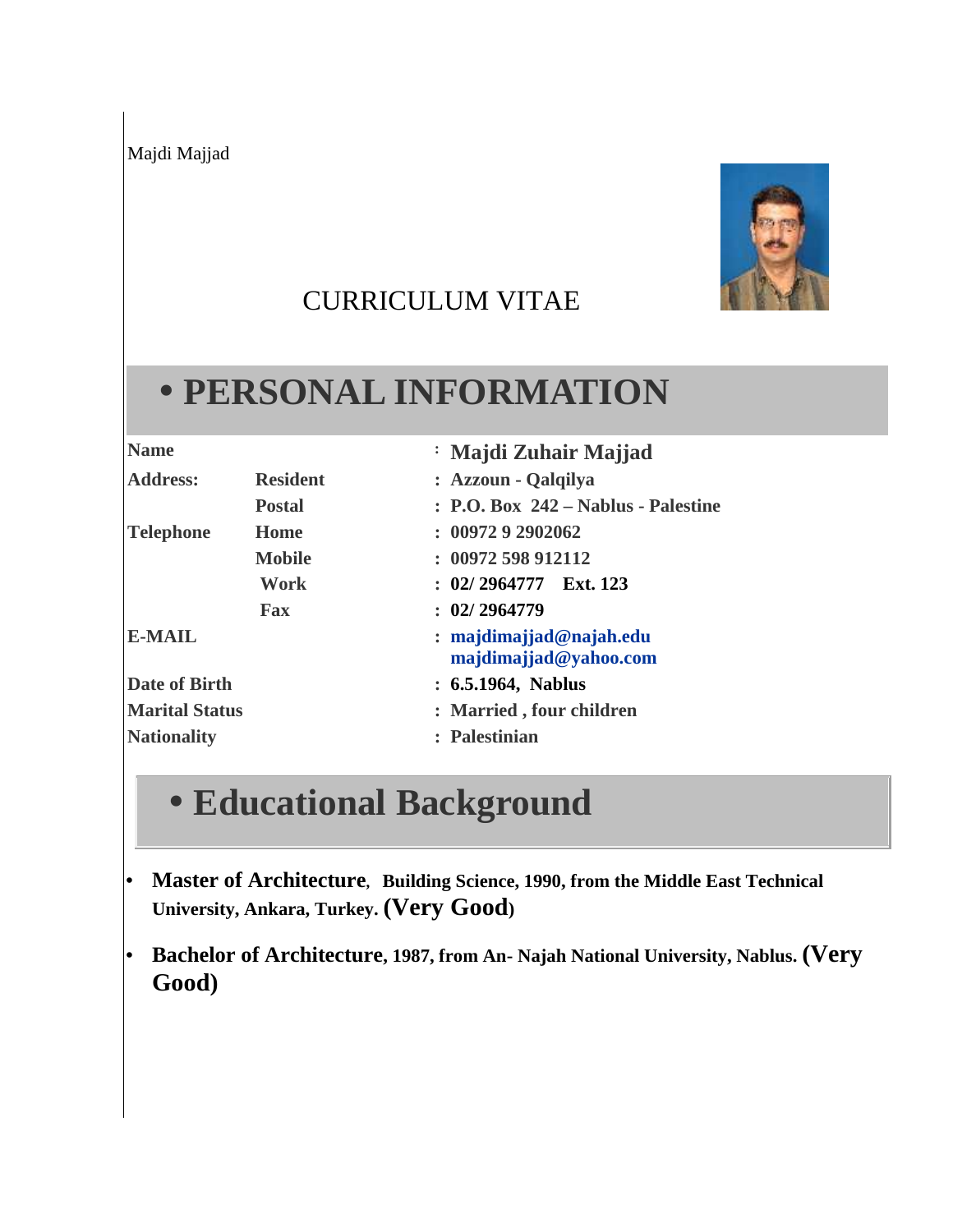Majdi Majjad

# CURRICULUM VITAE

## • PERSONAL INFORMATION

| | | |
|---|---|---|
| **Name** | | : **Majdi Zuhair Majjad** |
| **Address:** | **Resident** | : **Azzoun - Qalqilya** |
| | **Postal** | : **P.O. Box 242 – Nablus - Palestine** |
| **Telephone** | **Home** | : **00972 9 2902062** |
| | **Mobile** | : **00972 598 912112** |
| | **Work** | : **02/ 2964777 Ext. 123** |
| | **Fax** | : **02/ 2964779** |
| **E-MAIL** | | : **majdimajjad@najah.edu** **majdimajjad@yahoo.com** |
| **Date of Birth** | | : **6.5.1964, Nablus** |
| **Marital Status** | | : **Married , four children** |
| **Nationality** | | : **Palestinian** |

## • Educational Background

- **Master of Architecture, Building Science, 1990, from the Middle East Technical University, Ankara, Turkey. (Very Good)**
- **Bachelor of Architecture, 1987, from An- Najah National University, Nablus. (Very Good)**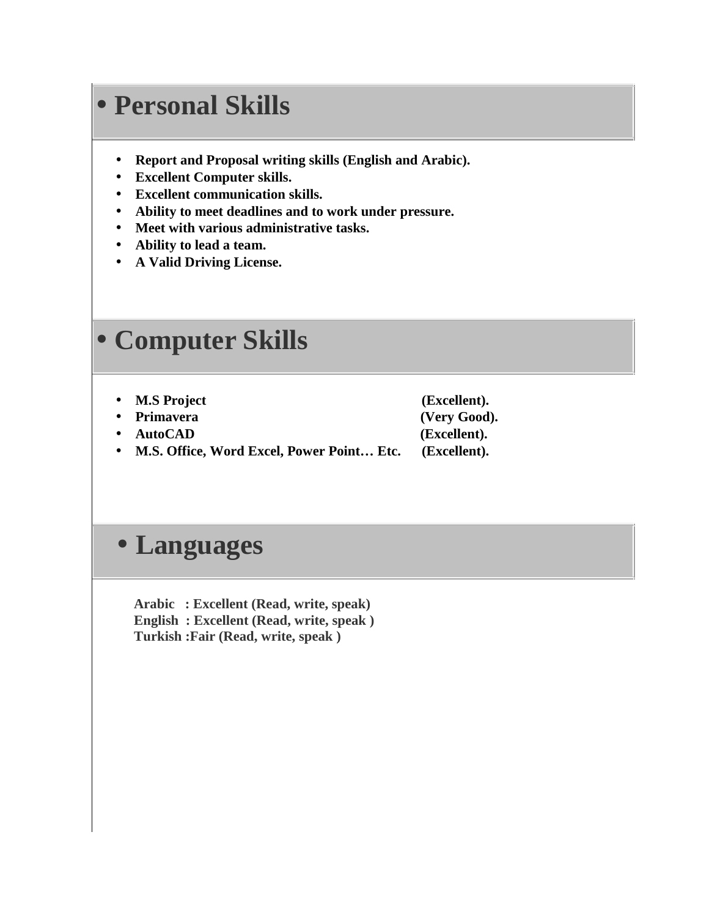## • Personal Skills

- **Report and Proposal writing skills (English and Arabic).**
- **Excellent Computer skills.**
- **Excellent communication skills.**
- **Ability to meet deadlines and to work under pressure.**
- **Meet with various administrative tasks.**
- **Ability to lead a team.**
- **A Valid Driving License.**

## • Computer Skills

- **M.S Project (Excellent).**
- **Primavera (Very Good).**
- **AutoCAD (Excellent).**
- **M.S. Office, Word Excel, Power Point… Etc. (Excellent).**

## • Languages

**Arabic : Excellent (Read, write, speak)**
**English : Excellent (Read, write, speak )**
**Turkish :Fair (Read, write, speak )**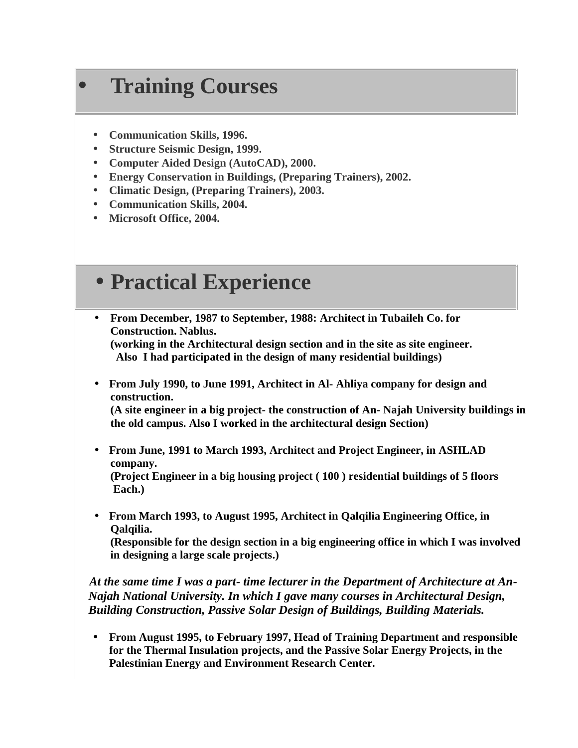## Training Courses

- **Communication Skills, 1996.**
- **Structure Seismic Design, 1999.**
- **Computer Aided Design (AutoCAD), 2000.**
- **Energy Conservation in Buildings, (Preparing Trainers), 2002.**
- **Climatic Design, (Preparing Trainers), 2003.**
- **Communication Skills, 2004.**
- **Microsoft Office, 2004.**

## Practical Experience

- **From December, 1987 to September, 1988: Architect in Tubaileh Co. for Construction. Nablus.**
  **(working in the Architectural design section and in the site as site engineer. Also I had participated in the design of many residential buildings)**

- **From July 1990, to June 1991, Architect in Al- Ahliya company for design and construction.**
  **(A site engineer in a big project- the construction of An- Najah University buildings in the old campus. Also I worked in the architectural design Section)**

- **From June, 1991 to March 1993, Architect and Project Engineer, in ASHLAD company.**
  **(Project Engineer in a big housing project ( 100 ) residential buildings of 5 floors Each.)**

- **From March 1993, to August 1995, Architect in Qalqilia Engineering Office, in Qalqilia.**
  **(Responsible for the design section in a big engineering office in which I was involved in designing a large scale projects.)**

***At the same time I was a part- time lecturer in the Department of Architecture at An-Najah National University. In which I gave many courses in Architectural Design, Building Construction, Passive Solar Design of Buildings, Building Materials.***

- **From August 1995, to February 1997, Head of Training Department and responsible for the Thermal Insulation projects, and the Passive Solar Energy Projects, in the Palestinian Energy and Environment Research Center.**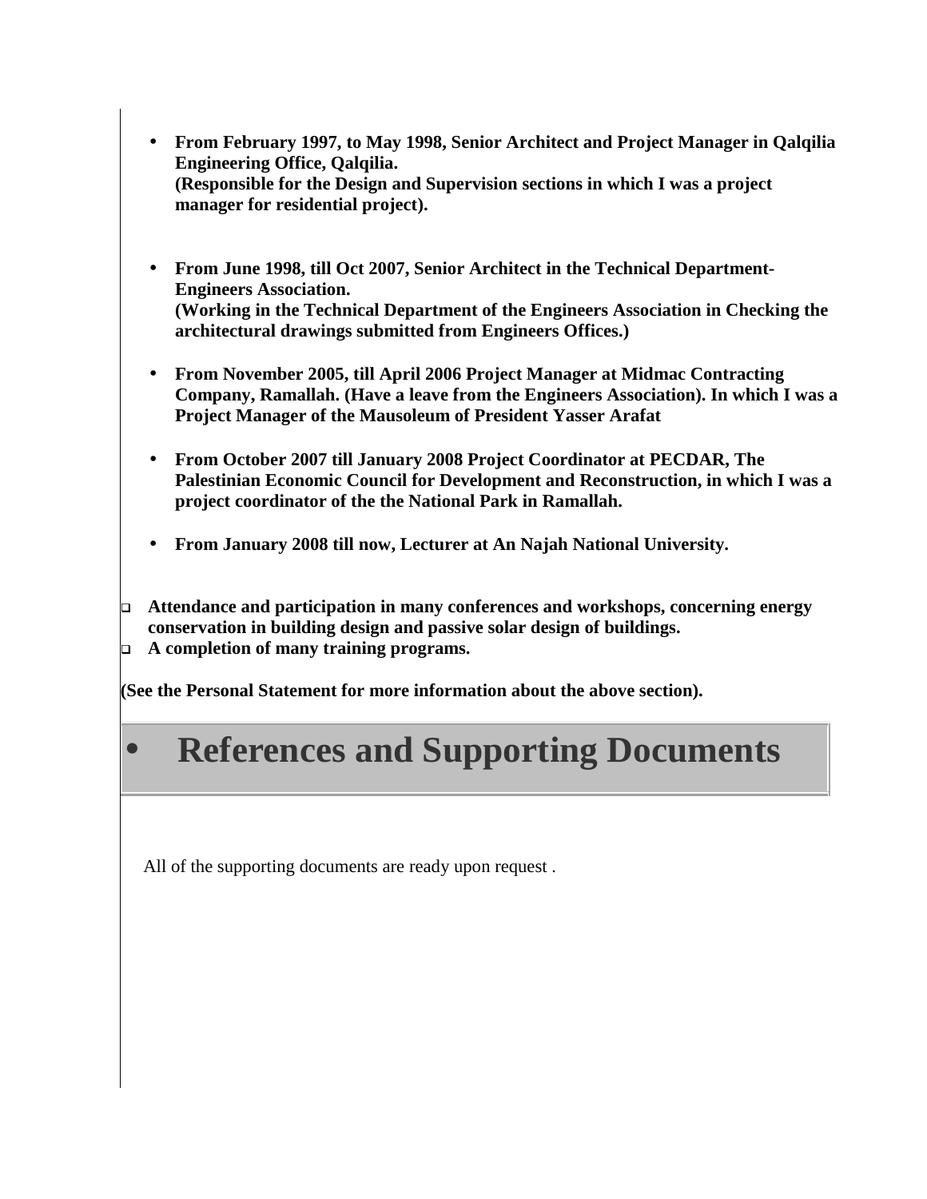- **From February 1997, to May 1998, Senior Architect and Project Manager in Qalqilia Engineering Office, Qalqilia.**
  **(Responsible for the Design and Supervision sections in which I was a project manager for residential project).**

- **From June 1998, till Oct 2007, Senior Architect in the Technical Department-Engineers Association.**
  **(Working in the Technical Department of the Engineers Association in Checking the architectural drawings submitted from Engineers Offices.)**

- **From November 2005, till April 2006 Project Manager at Midmac Contracting Company, Ramallah. (Have a leave from the Engineers Association). In which I was a Project Manager of the Mausoleum of President Yasser Arafat**

- **From October 2007 till January 2008 Project Coordinator at PECDAR, The Palestinian Economic Council for Development and Reconstruction, in which I was a project coordinator of the the National Park in Ramallah.**

- **From January 2008 till now, Lecturer at An Najah National University.**

- **Attendance and participation in many conferences and workshops, concerning energy conservation in building design and passive solar design of buildings.**
- **A completion of many training programs.**

**(See the Personal Statement for more information about the above section).**

# • References and Supporting Documents

All of the supporting documents are ready upon request .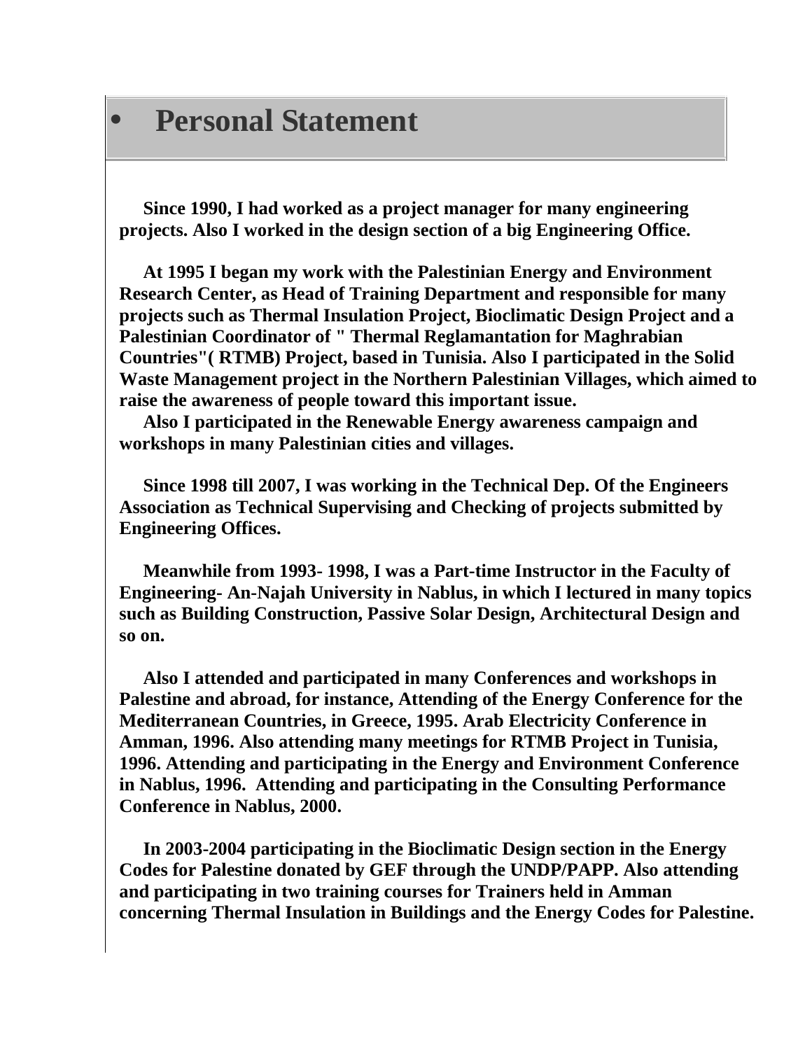# Personal Statement

**Since 1990, I had worked as a project manager for many engineering projects. Also I worked in the design section of a big Engineering Office.**

**At 1995 I began my work with the Palestinian Energy and Environment Research Center, as Head of Training Department and responsible for many projects such as Thermal Insulation Project, Bioclimatic Design Project and a Palestinian Coordinator of " Thermal Reglamantation for Maghrabian Countries"( RTMB) Project, based in Tunisia. Also I participated in the Solid Waste Management project in the Northern Palestinian Villages, which aimed to raise the awareness of people toward this important issue.**

**Also I participated in the Renewable Energy awareness campaign and workshops in many Palestinian cities and villages.**

**Since 1998 till 2007, I was working in the Technical Dep. Of the Engineers Association as Technical Supervising and Checking of projects submitted by Engineering Offices.**

**Meanwhile from 1993- 1998, I was a Part-time Instructor in the Faculty of Engineering- An-Najah University in Nablus, in which I lectured in many topics such as Building Construction, Passive Solar Design, Architectural Design and so on.**

**Also I attended and participated in many Conferences and workshops in Palestine and abroad, for instance, Attending of the Energy Conference for the Mediterranean Countries, in Greece, 1995. Arab Electricity Conference in Amman, 1996. Also attending many meetings for RTMB Project in Tunisia, 1996. Attending and participating in the Energy and Environment Conference in Nablus, 1996. Attending and participating in the Consulting Performance Conference in Nablus, 2000.**

**In 2003-2004 participating in the Bioclimatic Design section in the Energy Codes for Palestine donated by GEF through the UNDP/PAPP. Also attending and participating in two training courses for Trainers held in Amman concerning Thermal Insulation in Buildings and the Energy Codes for Palestine.**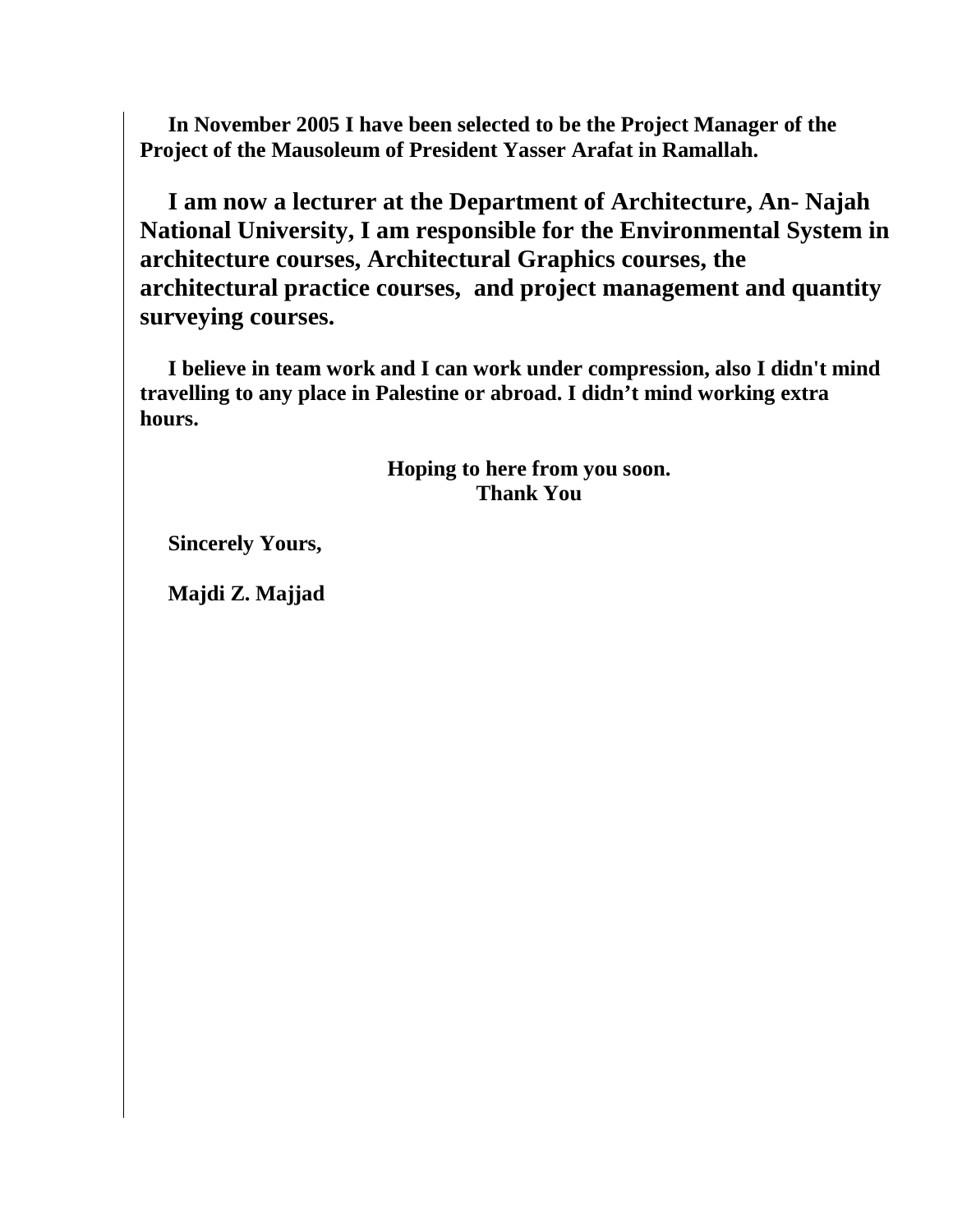**In November 2005 I have been selected to be the Project Manager of the Project of the Mausoleum of President Yasser Arafat in Ramallah.**

**I am now a lecturer at the Department of Architecture, An- Najah National University, I am responsible for the Environmental System in architecture courses, Architectural Graphics courses, the architectural practice courses, and project management and quantity surveying courses.**

**I believe in team work and I can work under compression, also I didn't mind travelling to any place in Palestine or abroad. I didn't mind working extra hours.**

**Hoping to here from you soon.**
**Thank You**

**Sincerely Yours,**

**Majdi Z. Majjad**